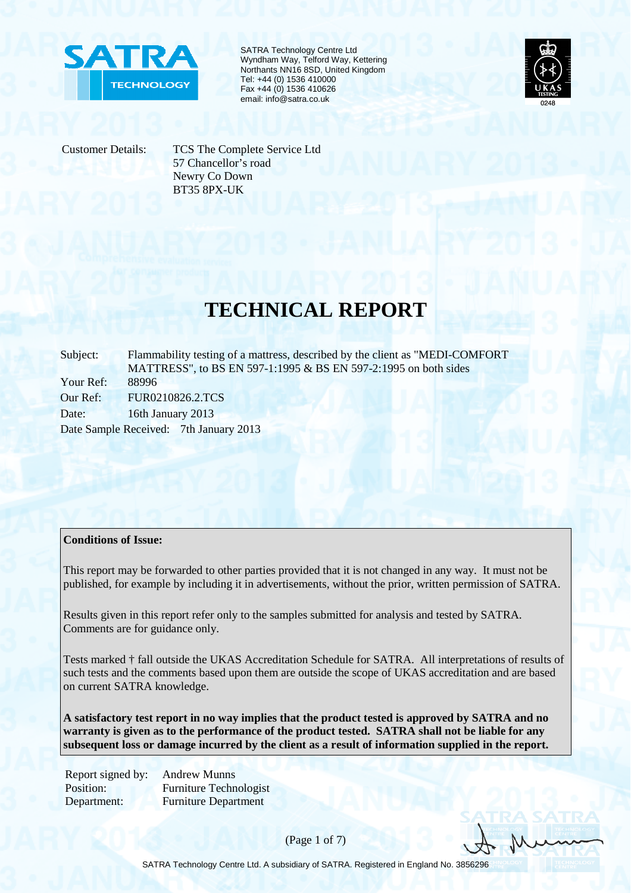SATRA Technology Centre Ltd
Wyndham Way, Telford Way, Kettering
Northants NN16 8SD, United Kingdom
Tel: +44 (0) 1536 410000
Fax +44 (0) 1536 410626
email: info@satra.co.uk

Customer Details: TCS The Complete Service Ltd
57 Chancellor's road
Newry Co Down
BT35 8PX-UK

# TECHNICAL REPORT

Subject: Flammability testing of a mattress, described by the client as "MEDI-COMFORT MATTRESS", to BS EN 597-1:1995 & BS EN 597-2:1995 on both sides

Your Ref: 88996

Our Ref: FUR0210826.2.TCS

Date: 16th January 2013

Date Sample Received: 7th January 2013

**Conditions of Issue:**

This report may be forwarded to other parties provided that it is not changed in any way. It must not be published, for example by including it in advertisements, without the prior, written permission of SATRA.

Results given in this report refer only to the samples submitted for analysis and tested by SATRA. Comments are for guidance only.

Tests marked † fall outside the UKAS Accreditation Schedule for SATRA. All interpretations of results of such tests and the comments based upon them are outside the scope of UKAS accreditation and are based on current SATRA knowledge.

**A satisfactory test report in no way implies that the product tested is approved by SATRA and no warranty is given as to the performance of the product tested. SATRA shall not be liable for any subsequent loss or damage incurred by the client as a result of information supplied in the report.**

Report signed by: Andrew Munns
Position: Furniture Technologist
Department: Furniture Department

SATRA Technology Centre Ltd. A subsidiary of SATRA. Registered in England No. 3856296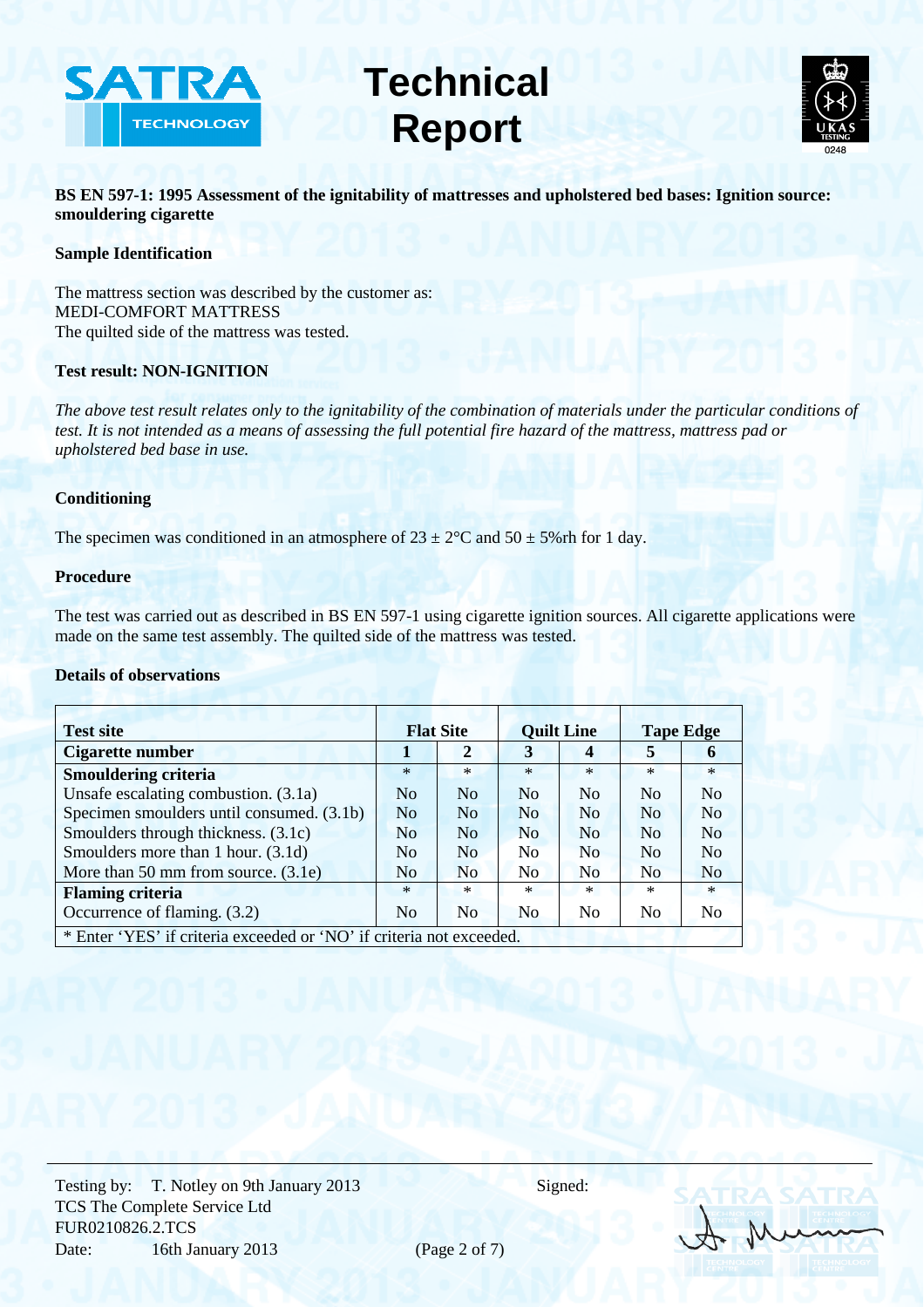# Technical Report

**BS EN 597-1: 1995 Assessment of the ignitability of mattresses and upholstered bed bases: Ignition source: smouldering cigarette**

**Sample Identification**

The mattress section was described by the customer as:
MEDI-COMFORT MATTRESS
The quilted side of the mattress was tested.

**Test result: NON-IGNITION**

*The above test result relates only to the ignitability of the combination of materials under the particular conditions of test. It is not intended as a means of assessing the full potential fire hazard of the mattress, mattress pad or upholstered bed base in use.*

**Conditioning**

The specimen was conditioned in an atmosphere of 23 ± 2°C and 50 ± 5%rh for 1 day.

**Procedure**

The test was carried out as described in BS EN 597-1 using cigarette ignition sources. All cigarette applications were made on the same test assembly. The quilted side of the mattress was tested.

**Details of observations**

| **Test site** | **Flat Site** | | **Quilt Line** | | **Tape Edge** | |
|---|---|---|---|---|---|---|
| **Cigarette number** | **1** | **2** | **3** | **4** | **5** | **6** |
| **Smouldering criteria** | * | * | * | * | * | * |
| Unsafe escalating combustion. (3.1a) | No | No | No | No | No | No |
| Specimen smoulders until consumed. (3.1b) | No | No | No | No | No | No |
| Smoulders through thickness. (3.1c) | No | No | No | No | No | No |
| Smoulders more than 1 hour. (3.1d) | No | No | No | No | No | No |
| More than 50 mm from source. (3.1e) | No | No | No | No | No | No |
| **Flaming criteria** | * | * | * | * | * | * |
| Occurrence of flaming. (3.2) | No | No | No | No | No | No |
| * Enter 'YES' if criteria exceeded or 'NO' if criteria not exceeded. | | | | | | |

Testing by: T. Notley on 9th January 2013
TCS The Complete Service Ltd
FUR0210826.2.TCS
Date: 16th January 2013

Signed: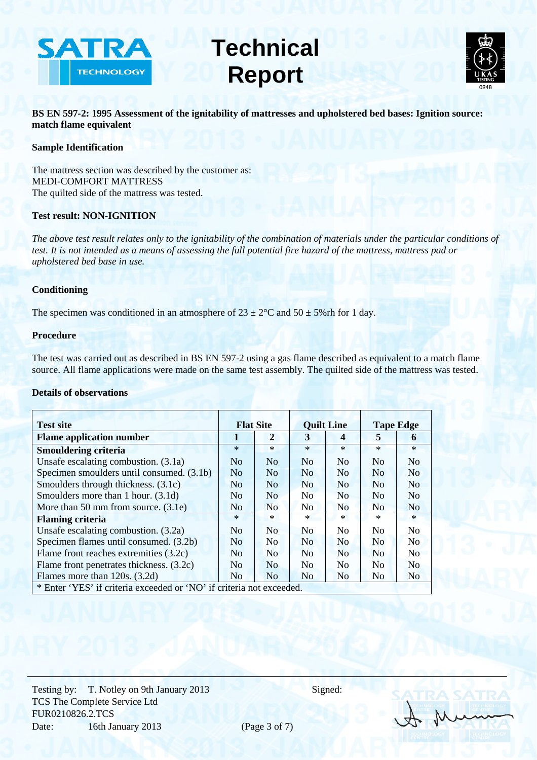# Technical Report

**BS EN 597-2: 1995 Assessment of the ignitability of mattresses and upholstered bed bases: Ignition source: match flame equivalent**

**Sample Identification**

The mattress section was described by the customer as:
MEDI-COMFORT MATTRESS
The quilted side of the mattress was tested.

**Test result: NON-IGNITION**

*The above test result relates only to the ignitability of the combination of materials under the particular conditions of test. It is not intended as a means of assessing the full potential fire hazard of the mattress, mattress pad or upholstered bed base in use.*

**Conditioning**

The specimen was conditioned in an atmosphere of 23 ± 2°C and 50 ± 5%rh for 1 day.

**Procedure**

The test was carried out as described in BS EN 597-2 using a gas flame described as equivalent to a match flame source. All flame applications were made on the same test assembly. The quilted side of the mattress was tested.

**Details of observations**

| **Test site** | **Flat Site** | | **Quilt Line** | | **Tape Edge** | |
|---|---|---|---|---|---|---|
| **Flame application number** | **1** | **2** | **3** | **4** | **5** | **6** |
| **Smouldering criteria** | * | * | * | * | * | * |
| Unsafe escalating combustion. (3.1a) | No | No | No | No | No | No |
| Specimen smoulders until consumed. (3.1b) | No | No | No | No | No | No |
| Smoulders through thickness. (3.1c) | No | No | No | No | No | No |
| Smoulders more than 1 hour. (3.1d) | No | No | No | No | No | No |
| More than 50 mm from source. (3.1e) | No | No | No | No | No | No |
| **Flaming criteria** | * | * | * | * | * | * |
| Unsafe escalating combustion. (3.2a) | No | No | No | No | No | No |
| Specimen flames until consumed. (3.2b) | No | No | No | No | No | No |
| Flame front reaches extremities (3.2c) | No | No | No | No | No | No |
| Flame front penetrates thickness. (3.2c) | No | No | No | No | No | No |
| Flames more than 120s. (3.2d) | No | No | No | No | No | No |

\* Enter 'YES' if criteria exceeded or 'NO' if criteria not exceeded.

Testing by: T. Notley on 9th January 2013
TCS The Complete Service Ltd
FUR0210826.2.TCS
Date: 16th January 2013

Signed: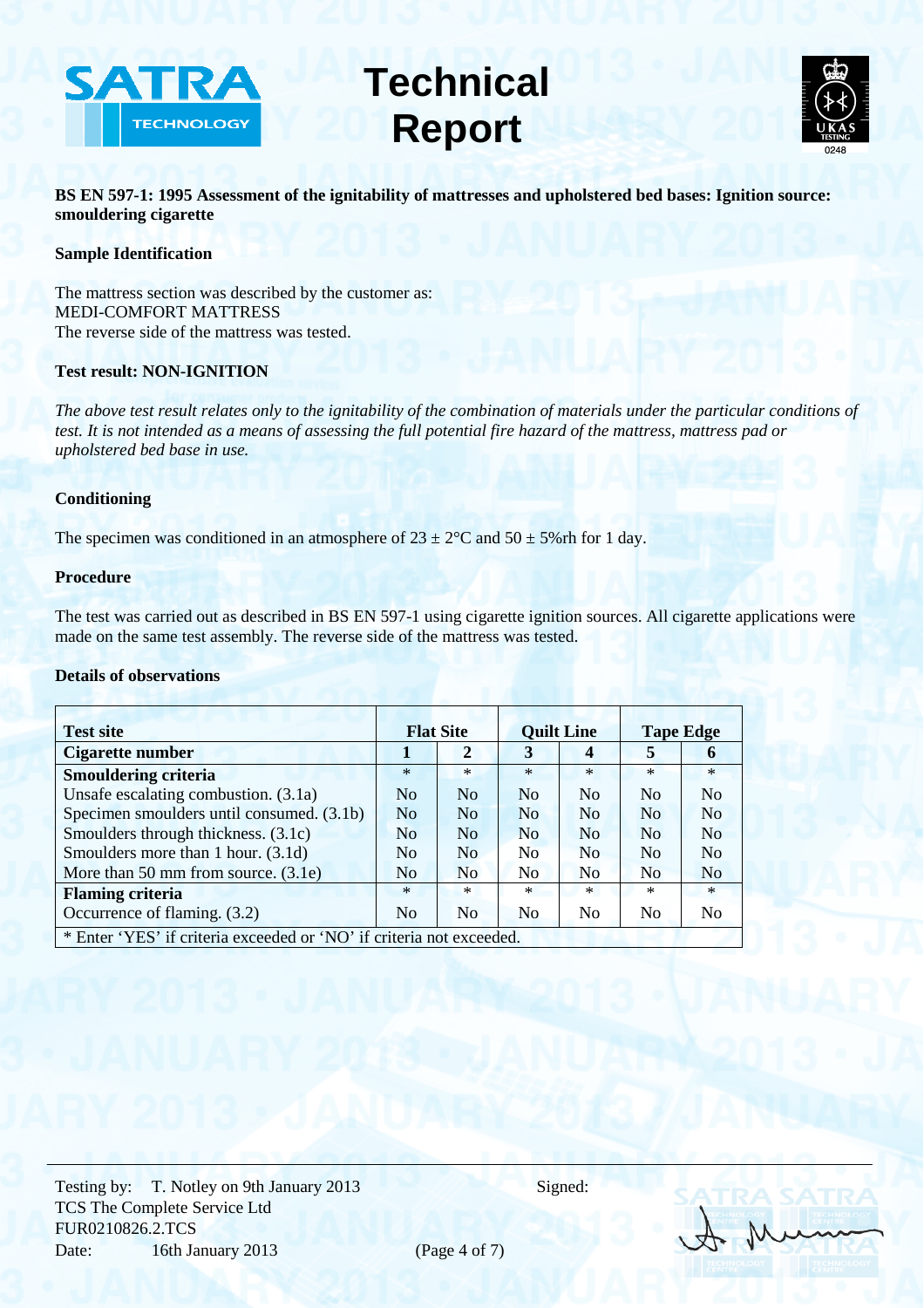# Technical Report

**BS EN 597-1: 1995 Assessment of the ignitability of mattresses and upholstered bed bases: Ignition source: smouldering cigarette**

**Sample Identification**

The mattress section was described by the customer as:
MEDI-COMFORT MATTRESS
The reverse side of the mattress was tested.

**Test result: NON-IGNITION**

*The above test result relates only to the ignitability of the combination of materials under the particular conditions of test. It is not intended as a means of assessing the full potential fire hazard of the mattress, mattress pad or upholstered bed base in use.*

**Conditioning**

The specimen was conditioned in an atmosphere of 23 ± 2°C and 50 ± 5%rh for 1 day.

**Procedure**

The test was carried out as described in BS EN 597-1 using cigarette ignition sources. All cigarette applications were made on the same test assembly. The reverse side of the mattress was tested.

**Details of observations**

| **Test site** | **Flat Site** | | **Quilt Line** | | **Tape Edge** | |
|---|---|---|---|---|---|---|
| **Cigarette number** | **1** | **2** | **3** | **4** | **5** | **6** |
| **Smouldering criteria** | * | * | * | * | * | * |
| Unsafe escalating combustion. (3.1a) | No | No | No | No | No | No |
| Specimen smoulders until consumed. (3.1b) | No | No | No | No | No | No |
| Smoulders through thickness. (3.1c) | No | No | No | No | No | No |
| Smoulders more than 1 hour. (3.1d) | No | No | No | No | No | No |
| More than 50 mm from source. (3.1e) | No | No | No | No | No | No |
| **Flaming criteria** | * | * | * | * | * | * |
| Occurrence of flaming. (3.2) | No | No | No | No | No | No |
| * Enter 'YES' if criteria exceeded or 'NO' if criteria not exceeded. | | | | | | |

Testing by: T. Notley on 9th January 2013
TCS The Complete Service Ltd
FUR0210826.2.TCS
Date: 16th January 2013

Signed: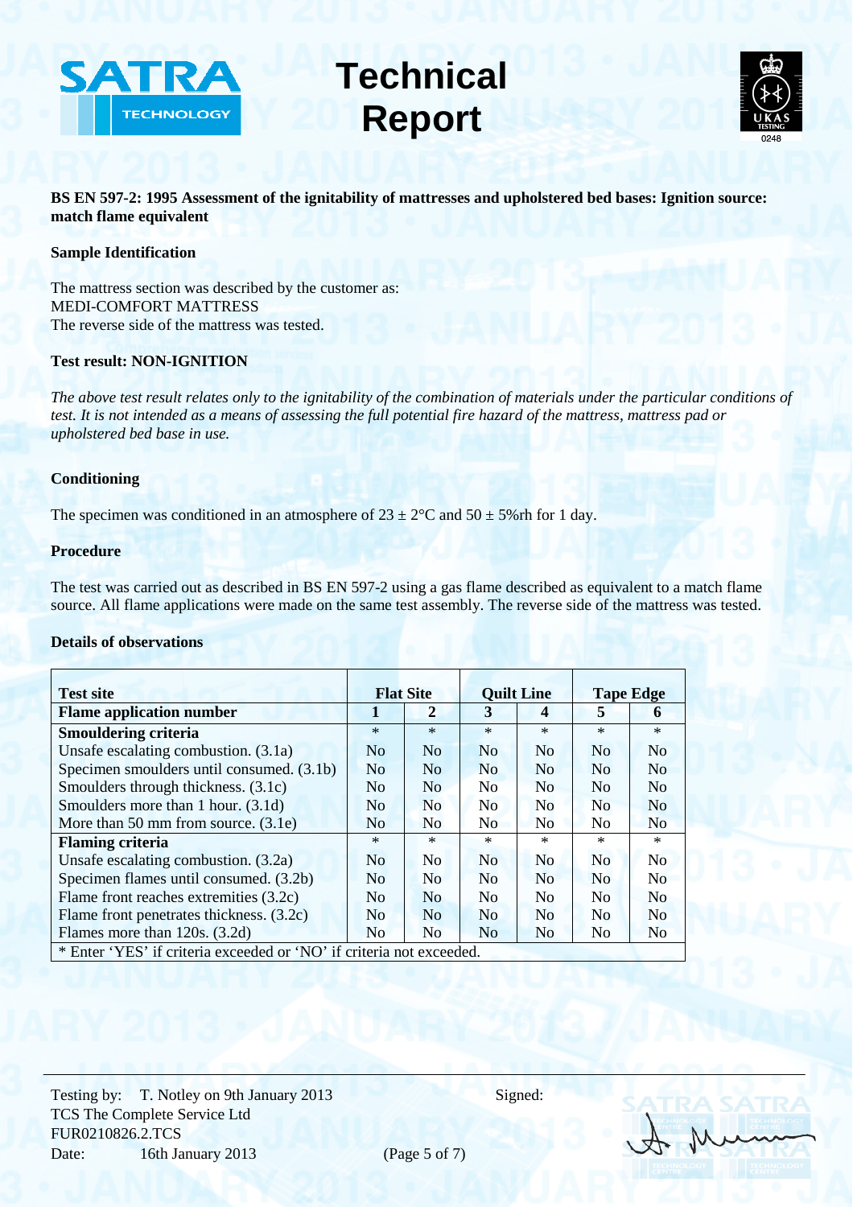# Technical Report

**BS EN 597-2: 1995 Assessment of the ignitability of mattresses and upholstered bed bases: Ignition source: match flame equivalent**

**Sample Identification**

The mattress section was described by the customer as:
MEDI-COMFORT MATTRESS
The reverse side of the mattress was tested.

**Test result: NON-IGNITION**

*The above test result relates only to the ignitability of the combination of materials under the particular conditions of test. It is not intended as a means of assessing the full potential fire hazard of the mattress, mattress pad or upholstered bed base in use.*

**Conditioning**

The specimen was conditioned in an atmosphere of 23 ± 2°C and 50 ± 5%rh for 1 day.

**Procedure**

The test was carried out as described in BS EN 597-2 using a gas flame described as equivalent to a match flame source. All flame applications were made on the same test assembly. The reverse side of the mattress was tested.

**Details of observations**

| Test site | Flat Site | | Quilt Line | | Tape Edge | |
|---|---|---|---|---|---|---|
| **Flame application number** | **1** | **2** | **3** | **4** | **5** | **6** |
| **Smouldering criteria** | * | * | * | * | * | * |
| Unsafe escalating combustion. (3.1a) | No | No | No | No | No | No |
| Specimen smoulders until consumed. (3.1b) | No | No | No | No | No | No |
| Smoulders through thickness. (3.1c) | No | No | No | No | No | No |
| Smoulders more than 1 hour. (3.1d) | No | No | No | No | No | No |
| More than 50 mm from source. (3.1e) | No | No | No | No | No | No |
| **Flaming criteria** | * | * | * | * | * | * |
| Unsafe escalating combustion. (3.2a) | No | No | No | No | No | No |
| Specimen flames until consumed. (3.2b) | No | No | No | No | No | No |
| Flame front reaches extremities (3.2c) | No | No | No | No | No | No |
| Flame front penetrates thickness. (3.2c) | No | No | No | No | No | No |
| Flames more than 120s. (3.2d) | No | No | No | No | No | No |

* Enter 'YES' if criteria exceeded or 'NO' if criteria not exceeded.

Testing by: T. Notley on 9th January 2013
TCS The Complete Service Ltd
FUR0210826.2.TCS
Date: 16th January 2013

Signed: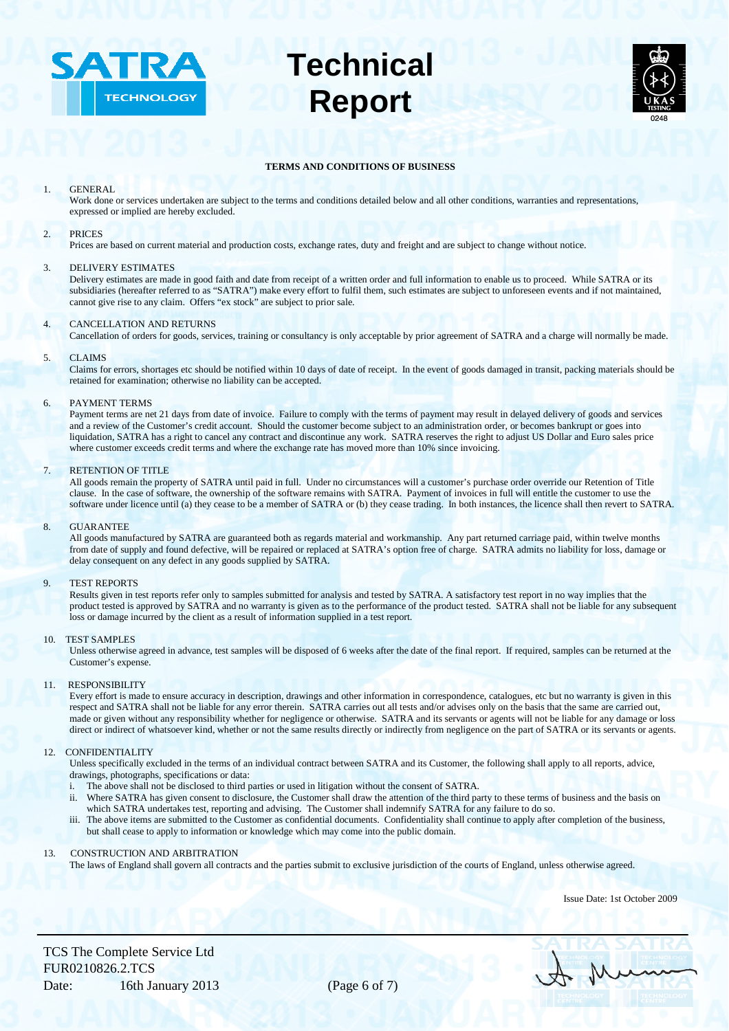# Technical Report

## TERMS AND CONDITIONS OF BUSINESS

1. GENERAL
   Work done or services undertaken are subject to the terms and conditions detailed below and all other conditions, warranties and representations, expressed or implied are hereby excluded.

2. PRICES
   Prices are based on current material and production costs, exchange rates, duty and freight and are subject to change without notice.

3. DELIVERY ESTIMATES
   Delivery estimates are made in good faith and date from receipt of a written order and full information to enable us to proceed. While SATRA or its subsidiaries (hereafter referred to as "SATRA") make every effort to fulfil them, such estimates are subject to unforeseen events and if not maintained, cannot give rise to any claim. Offers "ex stock" are subject to prior sale.

4. CANCELLATION AND RETURNS
   Cancellation of orders for goods, services, training or consultancy is only acceptable by prior agreement of SATRA and a charge will normally be made.

5. CLAIMS
   Claims for errors, shortages etc should be notified within 10 days of date of receipt. In the event of goods damaged in transit, packing materials should be retained for examination; otherwise no liability can be accepted.

6. PAYMENT TERMS
   Payment terms are net 21 days from date of invoice. Failure to comply with the terms of payment may result in delayed delivery of goods and services and a review of the Customer's credit account. Should the customer become subject to an administration order, or becomes bankrupt or goes into liquidation, SATRA has a right to cancel any contract and discontinue any work. SATRA reserves the right to adjust US Dollar and Euro sales price where customer exceeds credit terms and where the exchange rate has moved more than 10% since invoicing.

7. RETENTION OF TITLE
   All goods remain the property of SATRA until paid in full. Under no circumstances will a customer's purchase order override our Retention of Title clause. In the case of software, the ownership of the software remains with SATRA. Payment of invoices in full will entitle the customer to use the software under licence until (a) they cease to be a member of SATRA or (b) they cease trading. In both instances, the licence shall then revert to SATRA.

8. GUARANTEE
   All goods manufactured by SATRA are guaranteed both as regards material and workmanship. Any part returned carriage paid, within twelve months from date of supply and found defective, will be repaired or replaced at SATRA's option free of charge. SATRA admits no liability for loss, damage or delay consequent on any defect in any goods supplied by SATRA.

9. TEST REPORTS
   Results given in test reports refer only to samples submitted for analysis and tested by SATRA. A satisfactory test report in no way implies that the product tested is approved by SATRA and no warranty is given as to the performance of the product tested. SATRA shall not be liable for any subsequent loss or damage incurred by the client as a result of information supplied in a test report.

10. TEST SAMPLES
    Unless otherwise agreed in advance, test samples will be disposed of 6 weeks after the date of the final report. If required, samples can be returned at the Customer's expense.

11. RESPONSIBILITY
    Every effort is made to ensure accuracy in description, drawings and other information in correspondence, catalogues, etc but no warranty is given in this respect and SATRA shall not be liable for any error therein. SATRA carries out all tests and/or advises only on the basis that the same are carried out, made or given without any responsibility whether for negligence or otherwise. SATRA and its servants or agents will not be liable for any damage or loss direct or indirect of whatsoever kind, whether or not the same results directly or indirectly from negligence on the part of SATRA or its servants or agents.

12. CONFIDENTIALITY
    Unless specifically excluded in the terms of an individual contract between SATRA and its Customer, the following shall apply to all reports, advice, drawings, photographs, specifications or data:
    i. The above shall not be disclosed to third parties or used in litigation without the consent of SATRA.
    ii. Where SATRA has given consent to disclosure, the Customer shall draw the attention of the third party to these terms of business and the basis on which SATRA undertakes test, reporting and advising. The Customer shall indemnify SATRA for any failure to do so.
    iii. The above items are submitted to the Customer as confidential documents. Confidentiality shall continue to apply after completion of the business, but shall cease to apply to information or knowledge which may come into the public domain.

13. CONSTRUCTION AND ARBITRATION
    The laws of England shall govern all contracts and the parties submit to exclusive jurisdiction of the courts of England, unless otherwise agreed.

Issue Date: 1st October 2009

TCS The Complete Service Ltd
FUR0210826.2.TCS
Date: 16th January 2013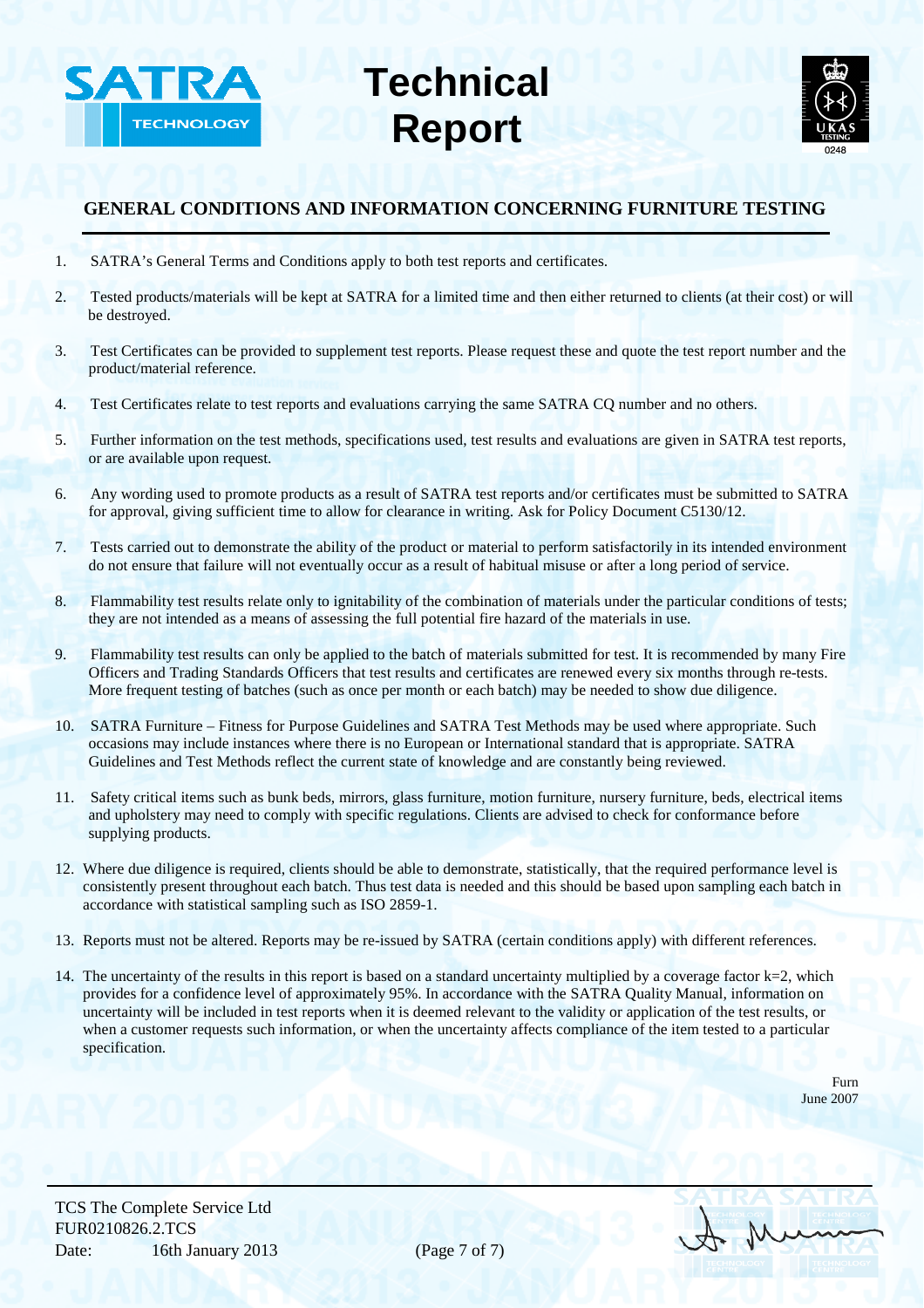# GENERAL CONDITIONS AND INFORMATION CONCERNING FURNITURE TESTING

1. SATRA's General Terms and Conditions apply to both test reports and certificates.
2. Tested products/materials will be kept at SATRA for a limited time and then either returned to clients (at their cost) or will be destroyed.
3. Test Certificates can be provided to supplement test reports. Please request these and quote the test report number and the product/material reference.
4. Test Certificates relate to test reports and evaluations carrying the same SATRA CQ number and no others.
5. Further information on the test methods, specifications used, test results and evaluations are given in SATRA test reports, or are available upon request.
6. Any wording used to promote products as a result of SATRA test reports and/or certificates must be submitted to SATRA for approval, giving sufficient time to allow for clearance in writing. Ask for Policy Document C5130/12.
7. Tests carried out to demonstrate the ability of the product or material to perform satisfactorily in its intended environment do not ensure that failure will not eventually occur as a result of habitual misuse or after a long period of service.
8. Flammability test results relate only to ignitability of the combination of materials under the particular conditions of tests; they are not intended as a means of assessing the full potential fire hazard of the materials in use.
9. Flammability test results can only be applied to the batch of materials submitted for test. It is recommended by many Fire Officers and Trading Standards Officers that test results and certificates are renewed every six months through re-tests. More frequent testing of batches (such as once per month or each batch) may be needed to show due diligence.
10. SATRA Furniture – Fitness for Purpose Guidelines and SATRA Test Methods may be used where appropriate. Such occasions may include instances where there is no European or International standard that is appropriate. SATRA Guidelines and Test Methods reflect the current state of knowledge and are constantly being reviewed.
11. Safety critical items such as bunk beds, mirrors, glass furniture, motion furniture, nursery furniture, beds, electrical items and upholstery may need to comply with specific regulations. Clients are advised to check for conformance before supplying products.
12. Where due diligence is required, clients should be able to demonstrate, statistically, that the required performance level is consistently present throughout each batch. Thus test data is needed and this should be based upon sampling each batch in accordance with statistical sampling such as ISO 2859-1.
13. Reports must not be altered. Reports may be re-issued by SATRA (certain conditions apply) with different references.
14. The uncertainty of the results in this report is based on a standard uncertainty multiplied by a coverage factor $k=2$, which provides for a confidence level of approximately 95%. In accordance with the SATRA Quality Manual, information on uncertainty will be included in test reports when it is deemed relevant to the validity or application of the test results, or when a customer requests such information, or when the uncertainty affects compliance of the item tested to a particular specification.

Furn
June 2007

TCS The Complete Service Ltd
FUR0210826.2.TCS
Date: 16th January 2013